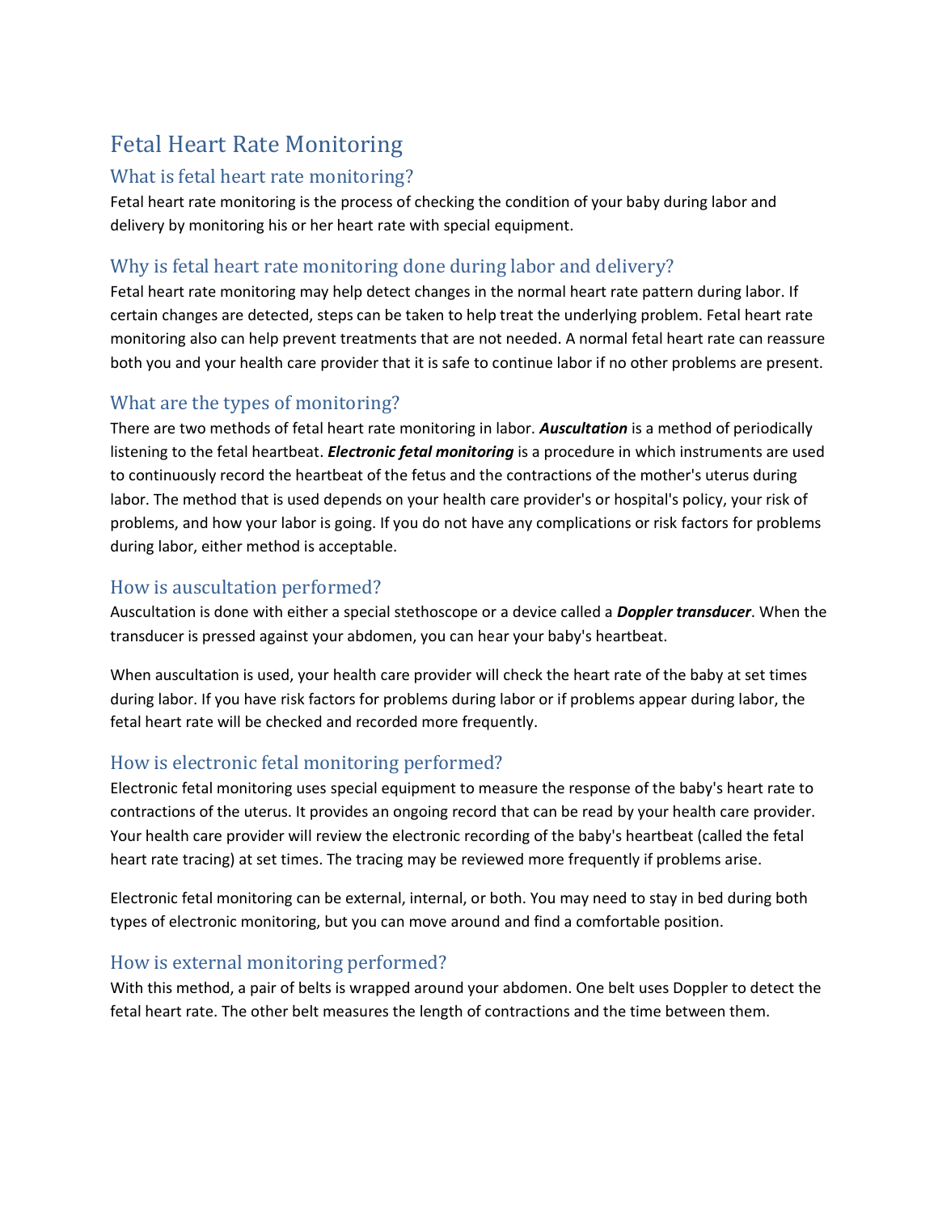# Fetal Heart Rate Monitoring

## What is fetal heart rate monitoring?

Fetal heart rate monitoring is the process of checking the condition of your baby during labor and delivery by monitoring his or her heart rate with special equipment.

## Why is fetal heart rate monitoring done during labor and delivery?

Fetal heart rate monitoring may help detect changes in the normal heart rate pattern during labor. If certain changes are detected, steps can be taken to help treat the underlying problem. Fetal heart rate monitoring also can help prevent treatments that are not needed. A normal fetal heart rate can reassure both you and your health care provider that it is safe to continue labor if no other problems are present.

## What are the types of monitoring?

There are two methods of fetal heart rate monitoring in labor. ***Auscultation*** is a method of periodically listening to the fetal heartbeat. ***Electronic fetal monitoring*** is a procedure in which instruments are used to continuously record the heartbeat of the fetus and the contractions of the mother's uterus during labor. The method that is used depends on your health care provider's or hospital's policy, your risk of problems, and how your labor is going. If you do not have any complications or risk factors for problems during labor, either method is acceptable.

## How is auscultation performed?

Auscultation is done with either a special stethoscope or a device called a ***Doppler transducer***. When the transducer is pressed against your abdomen, you can hear your baby's heartbeat.

When auscultation is used, your health care provider will check the heart rate of the baby at set times during labor. If you have risk factors for problems during labor or if problems appear during labor, the fetal heart rate will be checked and recorded more frequently.

## How is electronic fetal monitoring performed?

Electronic fetal monitoring uses special equipment to measure the response of the baby's heart rate to contractions of the uterus. It provides an ongoing record that can be read by your health care provider. Your health care provider will review the electronic recording of the baby's heartbeat (called the fetal heart rate tracing) at set times. The tracing may be reviewed more frequently if problems arise.

Electronic fetal monitoring can be external, internal, or both. You may need to stay in bed during both types of electronic monitoring, but you can move around and find a comfortable position.

## How is external monitoring performed?

With this method, a pair of belts is wrapped around your abdomen. One belt uses Doppler to detect the fetal heart rate. The other belt measures the length of contractions and the time between them.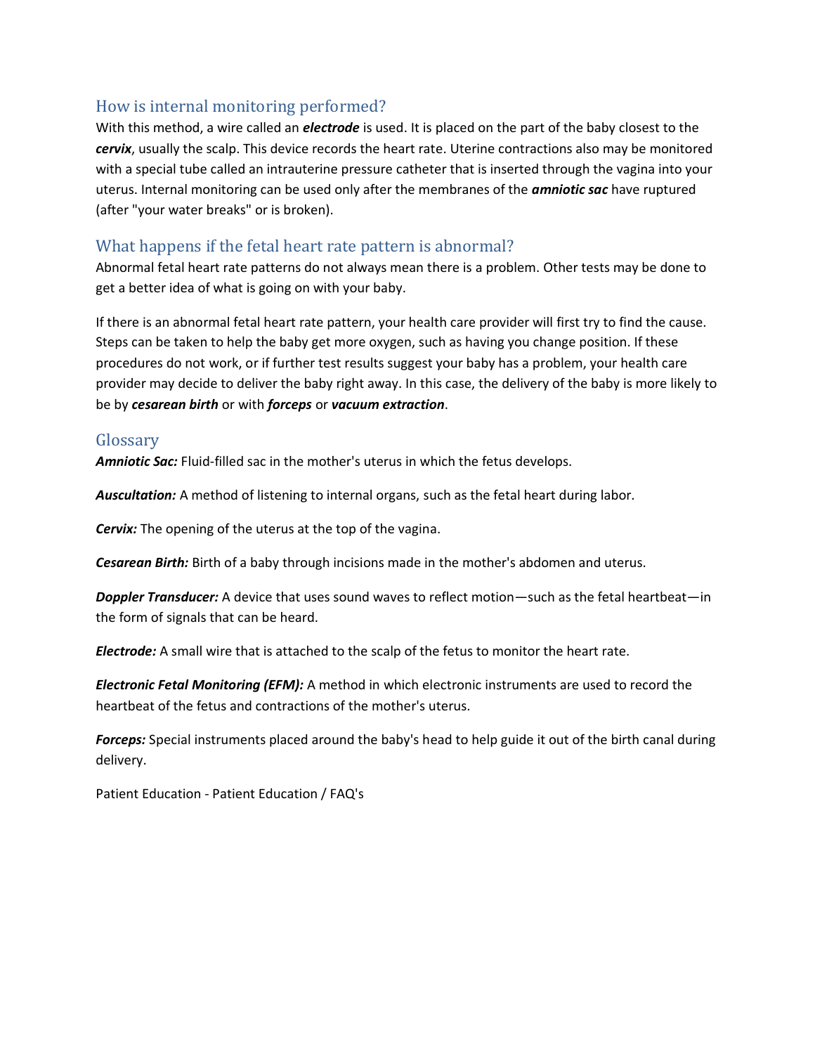## How is internal monitoring performed?

With this method, a wire called an ***electrode*** is used. It is placed on the part of the baby closest to the ***cervix***, usually the scalp. This device records the heart rate. Uterine contractions also may be monitored with a special tube called an intrauterine pressure catheter that is inserted through the vagina into your uterus. Internal monitoring can be used only after the membranes of the ***amniotic sac*** have ruptured (after "your water breaks" or is broken).

## What happens if the fetal heart rate pattern is abnormal?

Abnormal fetal heart rate patterns do not always mean there is a problem. Other tests may be done to get a better idea of what is going on with your baby.

If there is an abnormal fetal heart rate pattern, your health care provider will first try to find the cause. Steps can be taken to help the baby get more oxygen, such as having you change position. If these procedures do not work, or if further test results suggest your baby has a problem, your health care provider may decide to deliver the baby right away. In this case, the delivery of the baby is more likely to be by ***cesarean birth*** or with ***forceps*** or ***vacuum extraction***.

## Glossary

***Amniotic Sac:*** Fluid-filled sac in the mother's uterus in which the fetus develops.

***Auscultation:*** A method of listening to internal organs, such as the fetal heart during labor.

***Cervix:*** The opening of the uterus at the top of the vagina.

***Cesarean Birth:*** Birth of a baby through incisions made in the mother's abdomen and uterus.

***Doppler Transducer:*** A device that uses sound waves to reflect motion—such as the fetal heartbeat—in the form of signals that can be heard.

***Electrode:*** A small wire that is attached to the scalp of the fetus to monitor the heart rate.

***Electronic Fetal Monitoring (EFM):*** A method in which electronic instruments are used to record the heartbeat of the fetus and contractions of the mother's uterus.

***Forceps:*** Special instruments placed around the baby's head to help guide it out of the birth canal during delivery.

Patient Education - Patient Education / FAQ's